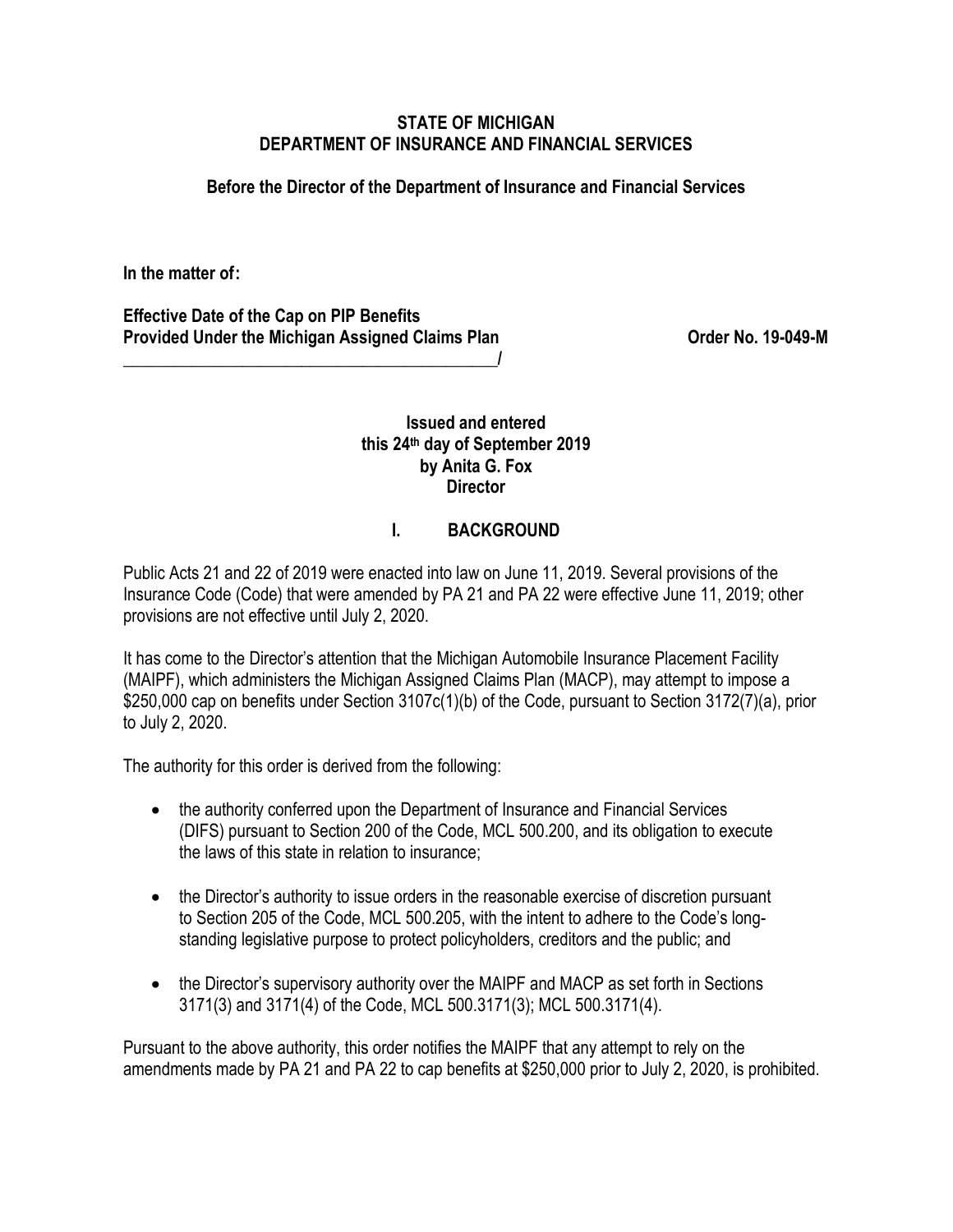**STATE OF MICHIGAN**
**DEPARTMENT OF INSURANCE AND FINANCIAL SERVICES**

**Before the Director of the Department of Insurance and Financial Services**

**In the matter of:**

**Effective Date of the Cap on PIP Benefits**
**Provided Under the Michigan Assigned Claims Plan** **Order No. 19-049-M**
______________________________________________/

**Issued and entered**
**this 24th day of September 2019**
**by Anita G. Fox**
**Director**

## I. BACKGROUND

Public Acts 21 and 22 of 2019 were enacted into law on June 11, 2019. Several provisions of the Insurance Code (Code) that were amended by PA 21 and PA 22 were effective June 11, 2019; other provisions are not effective until July 2, 2020.

It has come to the Director's attention that the Michigan Automobile Insurance Placement Facility (MAIPF), which administers the Michigan Assigned Claims Plan (MACP), may attempt to impose a $250,000 cap on benefits under Section 3107c(1)(b) of the Code, pursuant to Section 3172(7)(a), prior to July 2, 2020.

The authority for this order is derived from the following:

- the authority conferred upon the Department of Insurance and Financial Services (DIFS) pursuant to Section 200 of the Code, MCL 500.200, and its obligation to execute the laws of this state in relation to insurance;
- the Director's authority to issue orders in the reasonable exercise of discretion pursuant to Section 205 of the Code, MCL 500.205, with the intent to adhere to the Code's long-standing legislative purpose to protect policyholders, creditors and the public; and
- the Director's supervisory authority over the MAIPF and MACP as set forth in Sections 3171(3) and 3171(4) of the Code, MCL 500.3171(3); MCL 500.3171(4).

Pursuant to the above authority, this order notifies the MAIPF that any attempt to rely on the amendments made by PA 21 and PA 22 to cap benefits at $250,000 prior to July 2, 2020, is prohibited.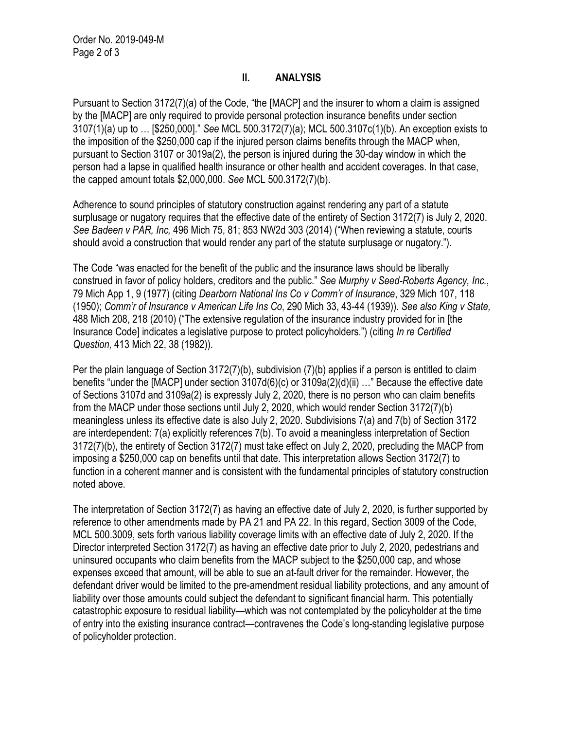## II. ANALYSIS

Pursuant to Section 3172(7)(a) of the Code, "the [MACP] and the insurer to whom a claim is assigned by the [MACP] are only required to provide personal protection insurance benefits under section 3107(1)(a) up to … [$250,000]." *See* MCL 500.3172(7)(a); MCL 500.3107c(1)(b). An exception exists to the imposition of the $250,000 cap if the injured person claims benefits through the MACP when, pursuant to Section 3107 or 3019a(2), the person is injured during the 30-day window in which the person had a lapse in qualified health insurance or other health and accident coverages. In that case, the capped amount totals $2,000,000. *See* MCL 500.3172(7)(b).

Adherence to sound principles of statutory construction against rendering any part of a statute surplusage or nugatory requires that the effective date of the entirety of Section 3172(7) is July 2, 2020. *See Badeen v PAR, Inc,* 496 Mich 75, 81; 853 NW2d 303 (2014) ("When reviewing a statute, courts should avoid a construction that would render any part of the statute surplusage or nugatory.").

The Code "was enacted for the benefit of the public and the insurance laws should be liberally construed in favor of policy holders, creditors and the public." *See Murphy v Seed-Roberts Agency, Inc.*, 79 Mich App 1, 9 (1977) (citing *Dearborn National Ins Co v Comm'r of Insurance*, 329 Mich 107, 118 (1950); *Comm'r of Insurance v American Life Ins Co*, 290 Mich 33, 43-44 (1939)). *See also King v State,* 488 Mich 208, 218 (2010) ("The extensive regulation of the insurance industry provided for in [the Insurance Code] indicates a legislative purpose to protect policyholders.") (citing *In re Certified Question,* 413 Mich 22, 38 (1982)).

Per the plain language of Section 3172(7)(b), subdivision (7)(b) applies if a person is entitled to claim benefits "under the [MACP] under section 3107d(6)(c) or 3109a(2)(d)(ii) …" Because the effective date of Sections 3107d and 3109a(2) is expressly July 2, 2020, there is no person who can claim benefits from the MACP under those sections until July 2, 2020, which would render Section 3172(7)(b) meaningless unless its effective date is also July 2, 2020. Subdivisions 7(a) and 7(b) of Section 3172 are interdependent: 7(a) explicitly references 7(b). To avoid a meaningless interpretation of Section 3172(7)(b), the entirety of Section 3172(7) must take effect on July 2, 2020, precluding the MACP from imposing a $250,000 cap on benefits until that date. This interpretation allows Section 3172(7) to function in a coherent manner and is consistent with the fundamental principles of statutory construction noted above.

The interpretation of Section 3172(7) as having an effective date of July 2, 2020, is further supported by reference to other amendments made by PA 21 and PA 22. In this regard, Section 3009 of the Code, MCL 500.3009, sets forth various liability coverage limits with an effective date of July 2, 2020. If the Director interpreted Section 3172(7) as having an effective date prior to July 2, 2020, pedestrians and uninsured occupants who claim benefits from the MACP subject to the $250,000 cap, and whose expenses exceed that amount, will be able to sue an at-fault driver for the remainder. However, the defendant driver would be limited to the pre-amendment residual liability protections, and any amount of liability over those amounts could subject the defendant to significant financial harm. This potentially catastrophic exposure to residual liability—which was not contemplated by the policyholder at the time of entry into the existing insurance contract—contravenes the Code's long-standing legislative purpose of policyholder protection.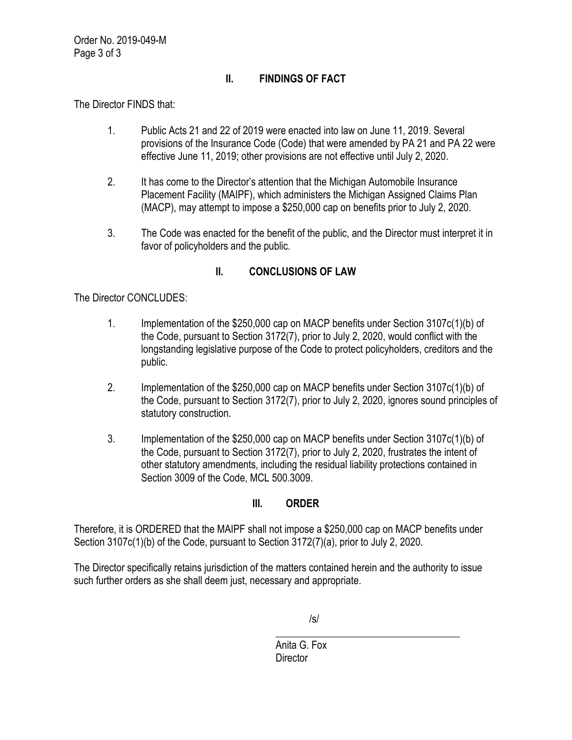## II. FINDINGS OF FACT

The Director FINDS that:

1. Public Acts 21 and 22 of 2019 were enacted into law on June 11, 2019. Several provisions of the Insurance Code (Code) that were amended by PA 21 and PA 22 were effective June 11, 2019; other provisions are not effective until July 2, 2020.

2. It has come to the Director's attention that the Michigan Automobile Insurance Placement Facility (MAIPF), which administers the Michigan Assigned Claims Plan (MACP), may attempt to impose a $250,000 cap on benefits prior to July 2, 2020.

3. The Code was enacted for the benefit of the public, and the Director must interpret it in favor of policyholders and the public.

## II. CONCLUSIONS OF LAW

The Director CONCLUDES:

1. Implementation of the $250,000 cap on MACP benefits under Section 3107c(1)(b) of the Code, pursuant to Section 3172(7), prior to July 2, 2020, would conflict with the longstanding legislative purpose of the Code to protect policyholders, creditors and the public.

2. Implementation of the $250,000 cap on MACP benefits under Section 3107c(1)(b) of the Code, pursuant to Section 3172(7), prior to July 2, 2020, ignores sound principles of statutory construction.

3. Implementation of the $250,000 cap on MACP benefits under Section 3107c(1)(b) of the Code, pursuant to Section 3172(7), prior to July 2, 2020, frustrates the intent of other statutory amendments, including the residual liability protections contained in Section 3009 of the Code, MCL 500.3009.

## III. ORDER

Therefore, it is ORDERED that the MAIPF shall not impose a $250,000 cap on MACP benefits under Section 3107c(1)(b) of the Code, pursuant to Section 3172(7)(a), prior to July 2, 2020.

The Director specifically retains jurisdiction of the matters contained herein and the authority to issue such further orders as she shall deem just, necessary and appropriate.

/s/

Anita G. Fox
Director